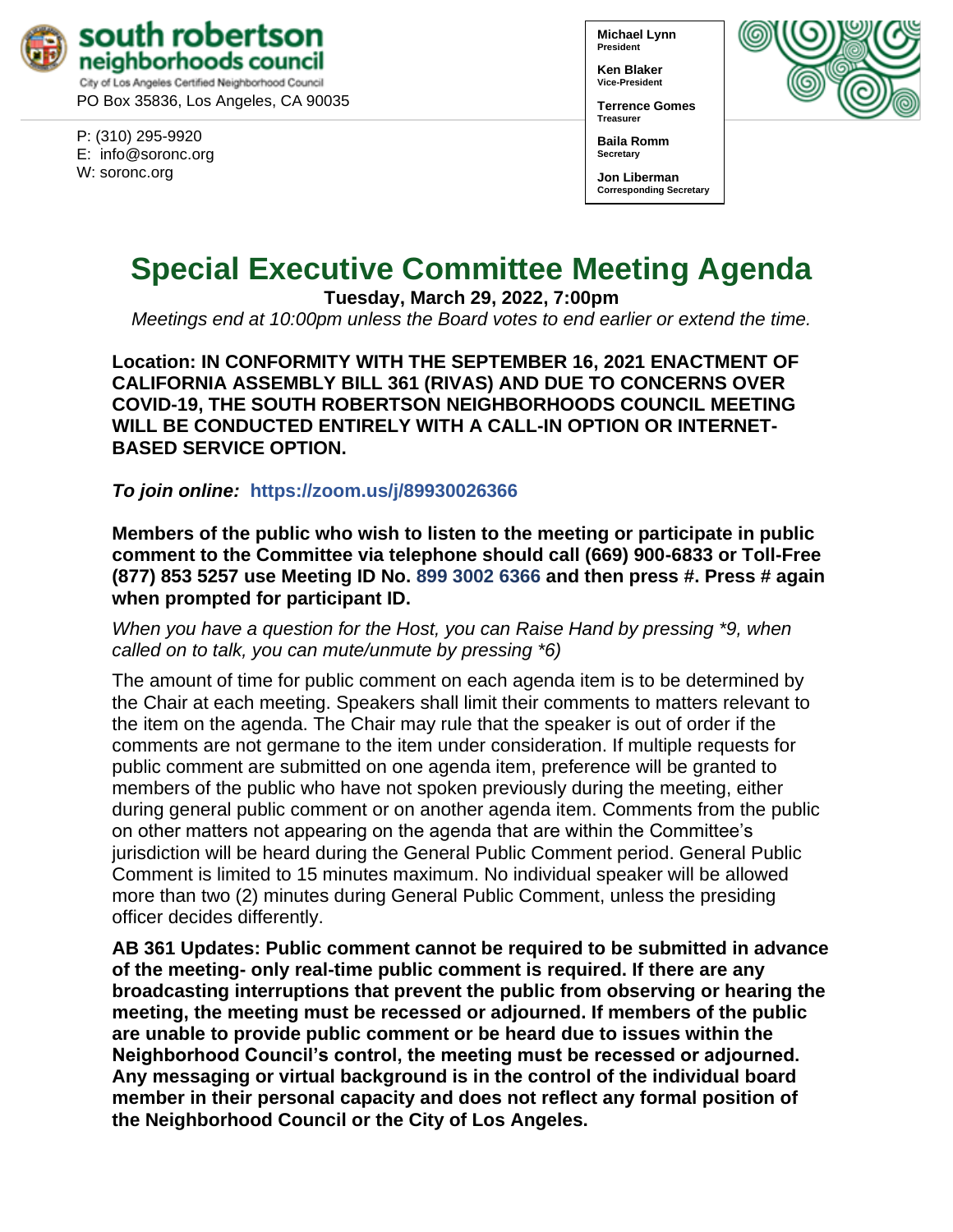**south robertson neighborhoods council**
City of Los Angeles Certified Neighborhood Council
PO Box 35836, Los Angeles, CA 90035

P: (310) 295-9920
E: info@soronc.org
W: soronc.org

**Michael Lynn**
**President**

**Ken Blaker**
**Vice-President**

**Terrence Gomes**
**Treasurer**

**Baila Romm**
**Secretary**

**Jon Liberman**
**Corresponding Secretary**

# Special Executive Committee Meeting Agenda

**Tuesday, March 29, 2022, 7:00pm**

*Meetings end at 10:00pm unless the Board votes to end earlier or extend the time.*

**Location: IN CONFORMITY WITH THE SEPTEMBER 16, 2021 ENACTMENT OF CALIFORNIA ASSEMBLY BILL 361 (RIVAS) AND DUE TO CONCERNS OVER COVID-19, THE SOUTH ROBERTSON NEIGHBORHOODS COUNCIL MEETING WILL BE CONDUCTED ENTIRELY WITH A CALL-IN OPTION OR INTERNET-BASED SERVICE OPTION.**

***To join online:*** **https://zoom.us/j/89930026366**

**Members of the public who wish to listen to the meeting or participate in public comment to the Committee via telephone should call (669) 900-6833 or Toll-Free (877) 853 5257 use Meeting ID No. 899 3002 6366 and then press #. Press # again when prompted for participant ID.**

*When you have a question for the Host, you can Raise Hand by pressing *9, when called on to talk, you can mute/unmute by pressing *6)*

The amount of time for public comment on each agenda item is to be determined by the Chair at each meeting. Speakers shall limit their comments to matters relevant to the item on the agenda. The Chair may rule that the speaker is out of order if the comments are not germane to the item under consideration. If multiple requests for public comment are submitted on one agenda item, preference will be granted to members of the public who have not spoken previously during the meeting, either during general public comment or on another agenda item. Comments from the public on other matters not appearing on the agenda that are within the Committee's jurisdiction will be heard during the General Public Comment period. General Public Comment is limited to 15 minutes maximum. No individual speaker will be allowed more than two (2) minutes during General Public Comment, unless the presiding officer decides differently.

**AB 361 Updates: Public comment cannot be required to be submitted in advance of the meeting- only real-time public comment is required. If there are any broadcasting interruptions that prevent the public from observing or hearing the meeting, the meeting must be recessed or adjourned. If members of the public are unable to provide public comment or be heard due to issues within the Neighborhood Council's control, the meeting must be recessed or adjourned. Any messaging or virtual background is in the control of the individual board member in their personal capacity and does not reflect any formal position of the Neighborhood Council or the City of Los Angeles.**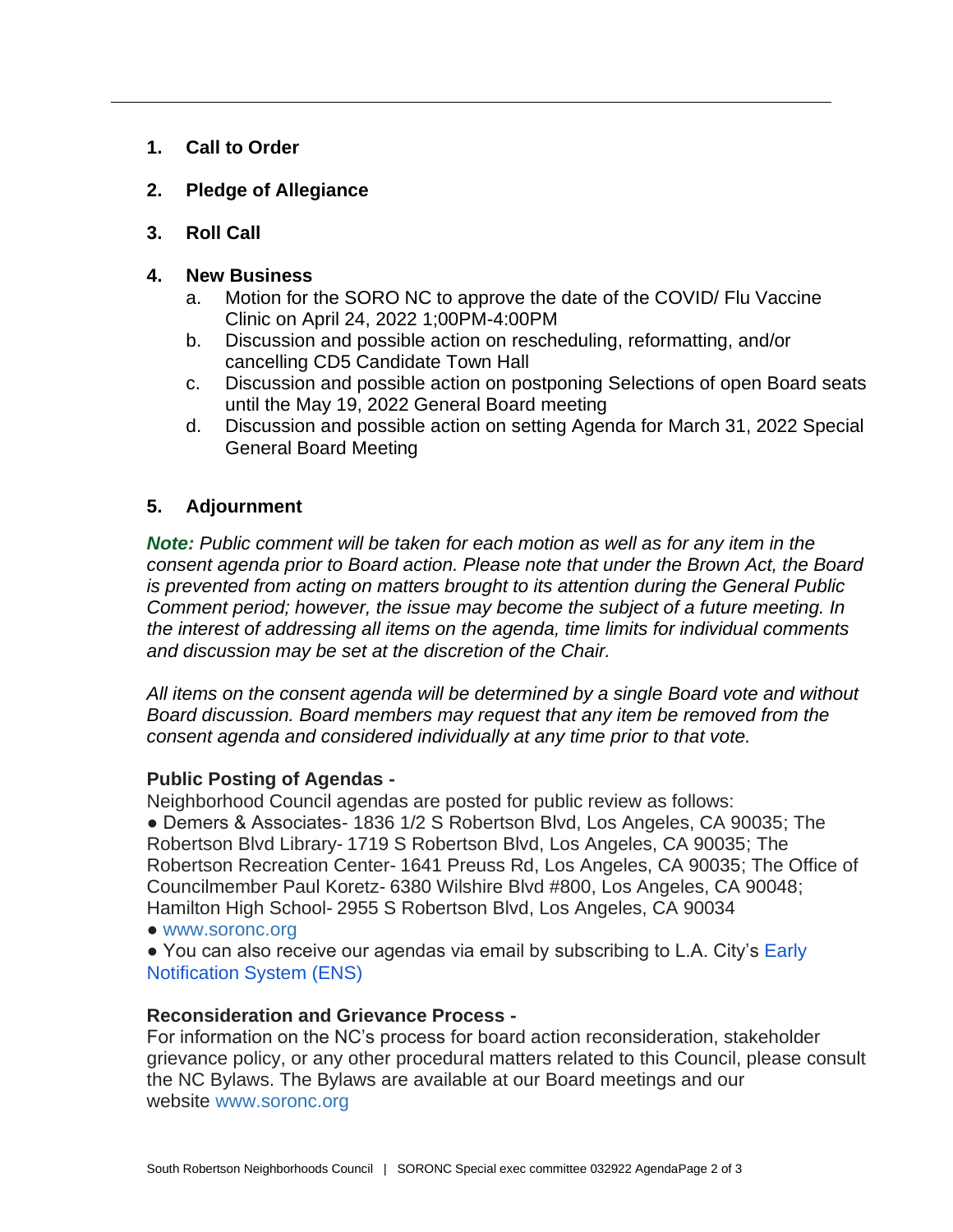1. **Call to Order**

2. **Pledge of Allegiance**

3. **Roll Call**

4. **New Business**
   a. Motion for the SORO NC to approve the date of the COVID/ Flu Vaccine Clinic on April 24, 2022 1;00PM-4:00PM
   b. Discussion and possible action on rescheduling, reformatting, and/or cancelling CD5 Candidate Town Hall
   c. Discussion and possible action on postponing Selections of open Board seats until the May 19, 2022 General Board meeting
   d. Discussion and possible action on setting Agenda for March 31, 2022 Special General Board Meeting

5. **Adjournment**

***Note:*** *Public comment will be taken for each motion as well as for any item in the consent agenda prior to Board action. Please note that under the Brown Act, the Board is prevented from acting on matters brought to its attention during the General Public Comment period; however, the issue may become the subject of a future meeting. In the interest of addressing all items on the agenda, time limits for individual comments and discussion may be set at the discretion of the Chair.*

*All items on the consent agenda will be determined by a single Board vote and without Board discussion. Board members may request that any item be removed from the consent agenda and considered individually at any time prior to that vote.*

**Public Posting of Agendas -**
Neighborhood Council agendas are posted for public review as follows:

● Demers & Associates- 1836 1/2 S Robertson Blvd, Los Angeles, CA 90035; The Robertson Blvd Library- 1719 S Robertson Blvd, Los Angeles, CA 90035; The Robertson Recreation Center- 1641 Preuss Rd, Los Angeles, CA 90035; The Office of Councilmember Paul Koretz- 6380 Wilshire Blvd #800, Los Angeles, CA 90048; Hamilton High School- 2955 S Robertson Blvd, Los Angeles, CA 90034

● www.soronc.org

● You can also receive our agendas via email by subscribing to L.A. City's Early Notification System (ENS)

**Reconsideration and Grievance Process -**
For information on the NC's process for board action reconsideration, stakeholder grievance policy, or any other procedural matters related to this Council, please consult the NC Bylaws. The Bylaws are available at our Board meetings and our website www.soronc.org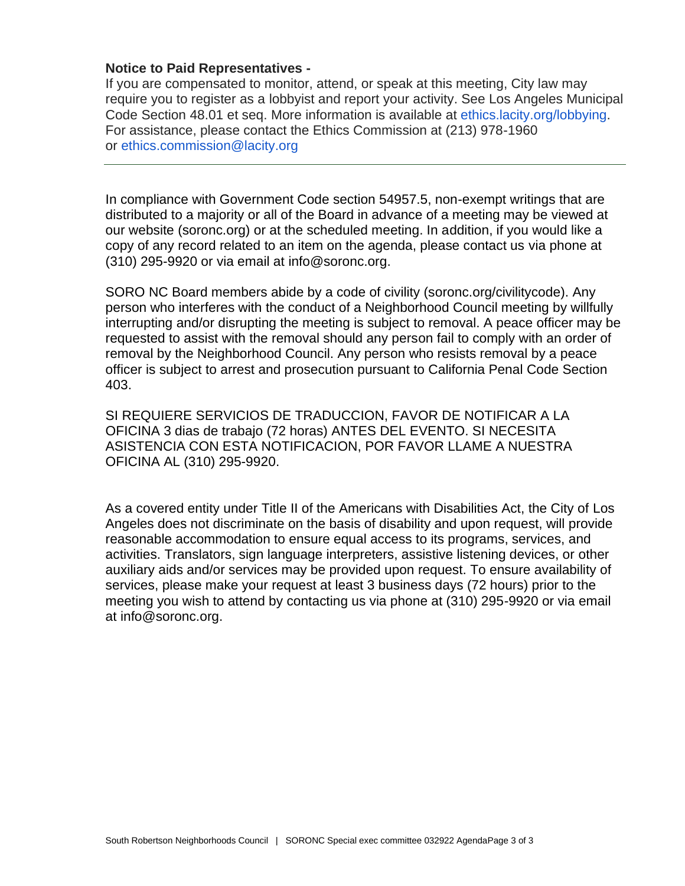**Notice to Paid Representatives -**
If you are compensated to monitor, attend, or speak at this meeting, City law may require you to register as a lobbyist and report your activity. See Los Angeles Municipal Code Section 48.01 et seq. More information is available at ethics.lacity.org/lobbying. For assistance, please contact the Ethics Commission at (213) 978-1960 or ethics.commission@lacity.org

---

In compliance with Government Code section 54957.5, non-exempt writings that are distributed to a majority or all of the Board in advance of a meeting may be viewed at our website (soronc.org) or at the scheduled meeting. In addition, if you would like a copy of any record related to an item on the agenda, please contact us via phone at (310) 295-9920 or via email at info@soronc.org.

SORO NC Board members abide by a code of civility (soronc.org/civilitycode). Any person who interferes with the conduct of a Neighborhood Council meeting by willfully interrupting and/or disrupting the meeting is subject to removal. A peace officer may be requested to assist with the removal should any person fail to comply with an order of removal by the Neighborhood Council. Any person who resists removal by a peace officer is subject to arrest and prosecution pursuant to California Penal Code Section 403.

SI REQUIERE SERVICIOS DE TRADUCCION, FAVOR DE NOTIFICAR A LA OFICINA 3 dias de trabajo (72 horas) ANTES DEL EVENTO. SI NECESITA ASISTENCIA CON ESTA NOTIFICACION, POR FAVOR LLAME A NUESTRA OFICINA AL (310) 295-9920.

As a covered entity under Title II of the Americans with Disabilities Act, the City of Los Angeles does not discriminate on the basis of disability and upon request, will provide reasonable accommodation to ensure equal access to its programs, services, and activities. Translators, sign language interpreters, assistive listening devices, or other auxiliary aids and/or services may be provided upon request. To ensure availability of services, please make your request at least 3 business days (72 hours) prior to the meeting you wish to attend by contacting us via phone at (310) 295-9920 or via email at info@soronc.org.